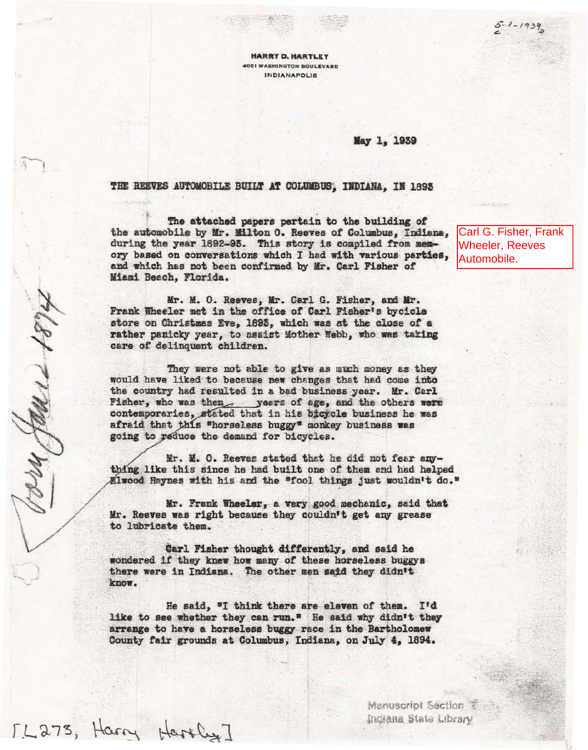HARRY D. HARTLEY
4051 WASHINGTON BOULEVARD
INDIANAPOLIS

5-1-1939

May 1, 1939

Carl G. Fisher, Frank Wheeler, Reeves Automobile.

# THE REEVES AUTOMOBILE BUILT AT COLUMBUS, INDIANA, IN 1893

The attached papers pertain to the building of the automobile by Mr. Milton O. Reeves of Columbus, Indiana, during the year 1892-93. This story is compiled from memory based on conversations which I had with various parties, and which has not been confirmed by Mr. Carl Fisher of Miami Beach, Florida.

Mr. M. O. Reeves, Mr. Carl G. Fisher, and Mr. Frank Wheeler met in the office of Carl Fisher's bycicle store on Christmas Eve, 1893, which was at the close of a rather panicky year, to assist Mother Webb, who was taking care of delinquent children.

They were not able to give as much money as they would have liked to because new changes that had come into the country had resulted in a bad business year. Mr. Carl Fisher, who was then ___ years of age, and the others were contemporaries, stated that in his bicycle business he was afraid that this "horseless buggy" monkey business was going to reduce the demand for bicycles.

Mr. M. O. Reeves stated that he did not fear anything like this since he had built one of them and had helped Elwood Haynes with his and the "fool things just wouldn't do."

Mr. Frank Wheeler, a very good mechanic, said that Mr. Reeves was right because they couldn't get any grease to lubricate them.

Carl Fisher thought differently, and said he wondered if they knew how many of these horseless buggys there were in Indiana. The other men said they didn't know.

He said, "I think there are eleven of them. I'd like to see whether they can run." He said why didn't they arrange to have a horseless buggy race in the Bartholomew County fair grounds at Columbus, Indiana, on July 4, 1894.

Born Jan. 12, 1874

[L273, Harry Hartley]

Manuscript Section
Indiana State Library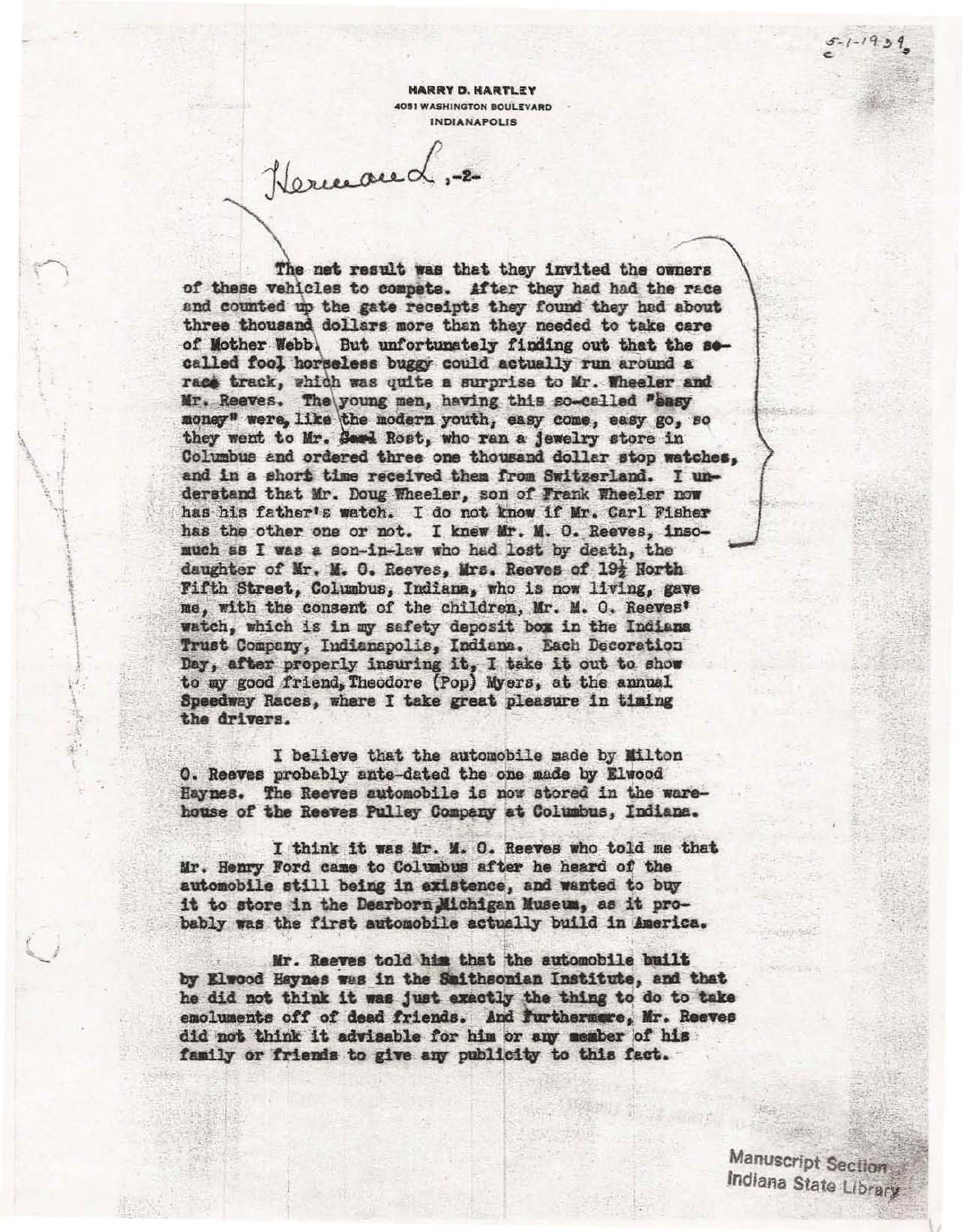HARRY D. HARTLEY
4051 WASHINGTON BOULEVARD
INDIANAPOLIS

Hermand, -2-

The net result was that they invited the owners of these vehicles to compete. After they had had the race and counted up the gate receipts they found they had about three thousand dollars more than they needed to take care of Mother Webb. But unfortunately finding out that the so-called fool horseless buggy could actually run around a race track, which was quite a surprise to Mr. Wheeler and Mr. Reeves. The young men, having this so-called "easy money" were, like the modern youth, easy come, easy go, so they went to Mr. Gerd Rost, who ran a jewelry store in Columbus and ordered three one thousand dollar stop watches, and in a short time received them from Switzerland. I understand that Mr. Doug Wheeler, son of Frank Wheeler now has his father's watch. I do not know if Mr. Carl Fisher has the other one or not. I knew Mr. M. O. Reeves, insomuch as I was a son-in-law who had lost by death, the daughter of Mr. M. O. Reeves, Mrs. Reeves of 19½ North Fifth Street, Columbus, Indiana, who is now living, gave me, with the consent of the children, Mr. M. O. Reeves' watch, which is in my safety deposit box in the Indiana Trust Company, Indianapolis, Indiana. Each Decoration Day, after properly insuring it, I take it out to show to my good friend, Theodore (Pop) Myers, at the annual Speedway Races, where I take great pleasure in timing the drivers.

I believe that the automobile made by Milton O. Reeves probably ante-dated the one made by Elwood Haynes. The Reeves automobile is now stored in the warehouse of the Reeves Pulley Company at Columbus, Indiana.

I think it was Mr. M. O. Reeves who told me that Mr. Henry Ford came to Columbus after he heard of the automobile still being in existence, and wanted to buy it to store in the Dearborn, Michigan Museum, as it probably was the first automobile actually build in America.

Mr. Reeves told him that the automobile built by Elwood Haynes was in the Smithsonian Institute, and that he did not think it was just exactly the thing to do to take emoluments off of dead friends. And furthermore, Mr. Reeves did not think it advisable for him or any member of his family or friends to give any publicity to this fact.